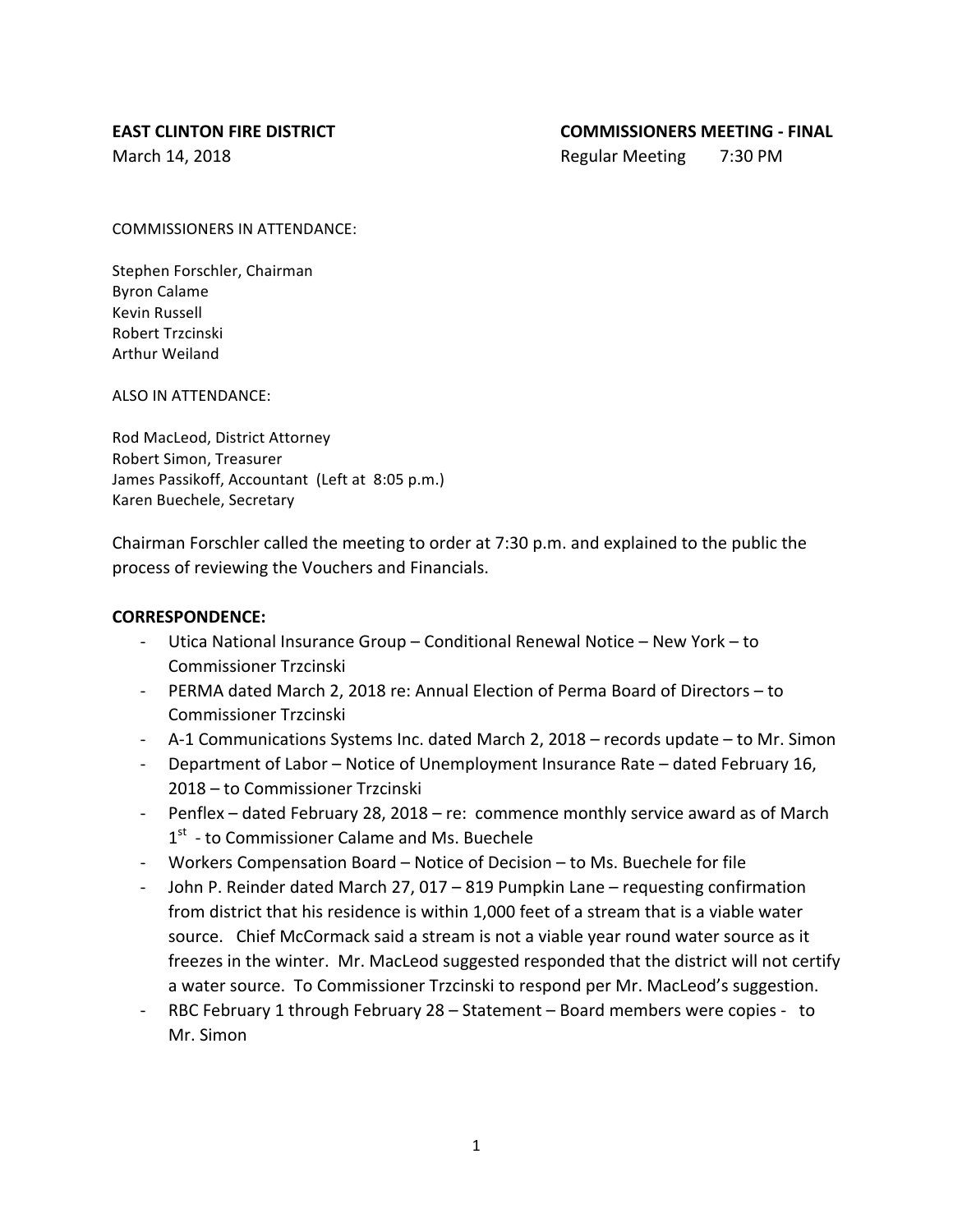**EAST CLINTON FIRE DISTRICT** **COMMISSIONERS MEETING - FINAL**

March 14, 2018 Regular Meeting 7:30 PM

COMMISSIONERS IN ATTENDANCE:

Stephen Forschler, Chairman
Byron Calame
Kevin Russell
Robert Trzcinski
Arthur Weiland

ALSO IN ATTENDANCE:

Rod MacLeod, District Attorney
Robert Simon, Treasurer
James Passikoff, Accountant (Left at 8:05 p.m.)
Karen Buechele, Secretary

Chairman Forschler called the meeting to order at 7:30 p.m. and explained to the public the process of reviewing the Vouchers and Financials.

**CORRESPONDENCE:**

- Utica National Insurance Group – Conditional Renewal Notice – New York – to Commissioner Trzcinski
- PERMA dated March 2, 2018 re: Annual Election of Perma Board of Directors – to Commissioner Trzcinski
- A-1 Communications Systems Inc. dated March 2, 2018 – records update – to Mr. Simon
- Department of Labor – Notice of Unemployment Insurance Rate – dated February 16, 2018 – to Commissioner Trzcinski
- Penflex – dated February 28, 2018 – re: commence monthly service award as of March 1st - to Commissioner Calame and Ms. Buechele
- Workers Compensation Board – Notice of Decision – to Ms. Buechele for file
- John P. Reinder dated March 27, 017 – 819 Pumpkin Lane – requesting confirmation from district that his residence is within 1,000 feet of a stream that is a viable water source. Chief McCormack said a stream is not a viable year round water source as it freezes in the winter. Mr. MacLeod suggested responded that the district will not certify a water source. To Commissioner Trzcinski to respond per Mr. MacLeod's suggestion.
- RBC February 1 through February 28 – Statement – Board members were copies - to Mr. Simon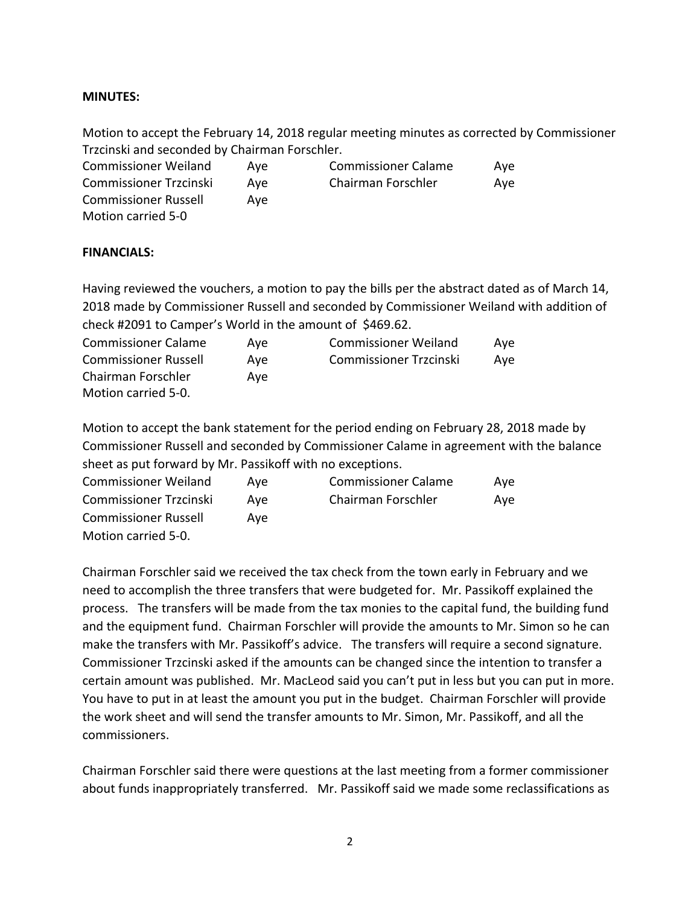**MINUTES:**

Motion to accept the February 14, 2018 regular meeting minutes as corrected by Commissioner Trzcinski and seconded by Chairman Forschler.

| | | | |
|---|---|---|---|
| Commissioner Weiland | Aye | Commissioner Calame | Aye |
| Commissioner Trzcinski | Aye | Chairman Forschler | Aye |
| Commissioner Russell | Aye | | |

Motion carried 5-0

**FINANCIALS:**

Having reviewed the vouchers, a motion to pay the bills per the abstract dated as of March 14, 2018 made by Commissioner Russell and seconded by Commissioner Weiland with addition of check #2091 to Camper's World in the amount of $469.62.

| | | | |
|---|---|---|---|
| Commissioner Calame | Aye | Commissioner Weiland | Aye |
| Commissioner Russell | Aye | Commissioner Trzcinski | Aye |
| Chairman Forschler | Aye | | |

Motion carried 5-0.

Motion to accept the bank statement for the period ending on February 28, 2018 made by Commissioner Russell and seconded by Commissioner Calame in agreement with the balance sheet as put forward by Mr. Passikoff with no exceptions.

| | | | |
|---|---|---|---|
| Commissioner Weiland | Aye | Commissioner Calame | Aye |
| Commissioner Trzcinski | Aye | Chairman Forschler | Aye |
| Commissioner Russell | Aye | | |

Motion carried 5-0.

Chairman Forschler said we received the tax check from the town early in February and we need to accomplish the three transfers that were budgeted for. Mr. Passikoff explained the process. The transfers will be made from the tax monies to the capital fund, the building fund and the equipment fund. Chairman Forschler will provide the amounts to Mr. Simon so he can make the transfers with Mr. Passikoff's advice. The transfers will require a second signature. Commissioner Trzcinski asked if the amounts can be changed since the intention to transfer a certain amount was published. Mr. MacLeod said you can't put in less but you can put in more. You have to put in at least the amount you put in the budget. Chairman Forschler will provide the work sheet and will send the transfer amounts to Mr. Simon, Mr. Passikoff, and all the commissioners.

Chairman Forschler said there were questions at the last meeting from a former commissioner about funds inappropriately transferred. Mr. Passikoff said we made some reclassifications as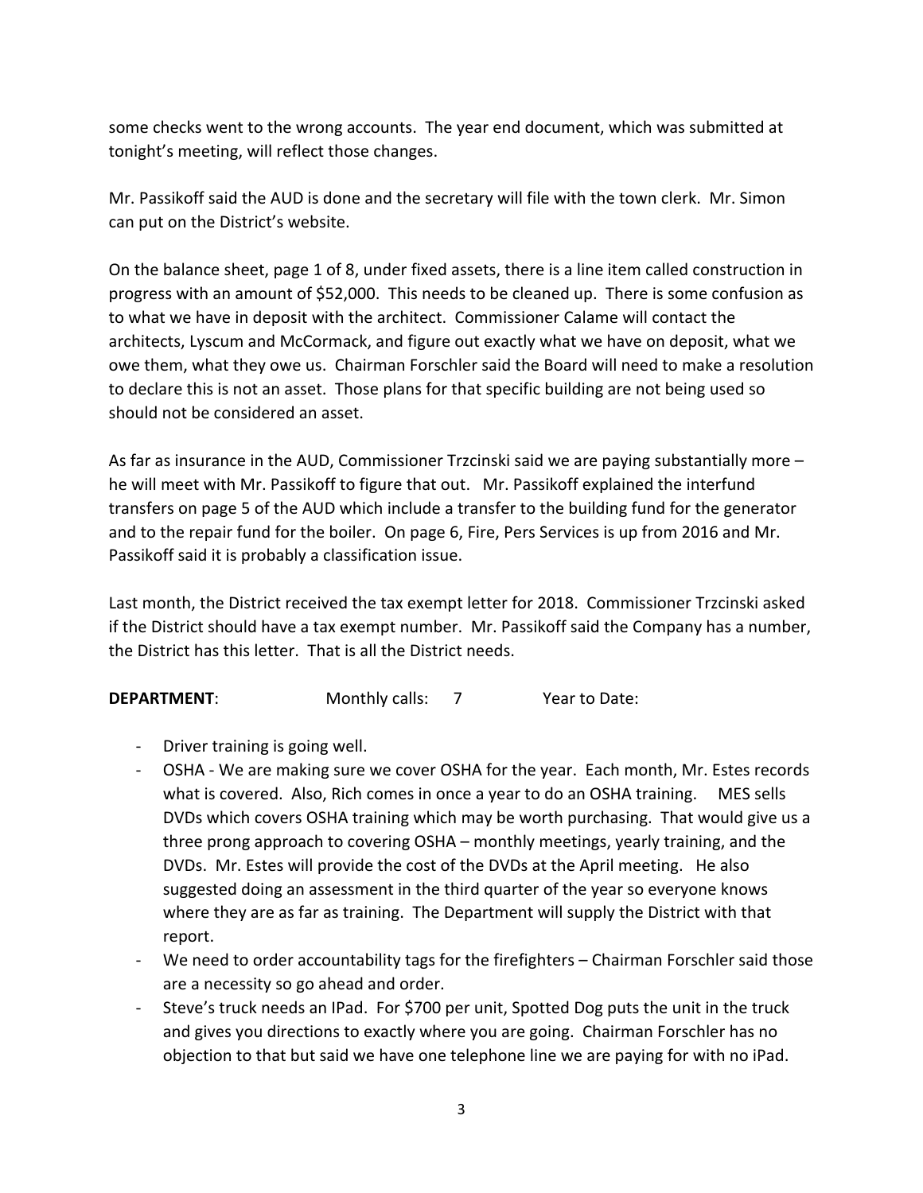some checks went to the wrong accounts. The year end document, which was submitted at tonight's meeting, will reflect those changes.

Mr. Passikoff said the AUD is done and the secretary will file with the town clerk. Mr. Simon can put on the District's website.

On the balance sheet, page 1 of 8, under fixed assets, there is a line item called construction in progress with an amount of $52,000. This needs to be cleaned up. There is some confusion as to what we have in deposit with the architect. Commissioner Calame will contact the architects, Lyscum and McCormack, and figure out exactly what we have on deposit, what we owe them, what they owe us. Chairman Forschler said the Board will need to make a resolution to declare this is not an asset. Those plans for that specific building are not being used so should not be considered an asset.

As far as insurance in the AUD, Commissioner Trzcinski said we are paying substantially more – he will meet with Mr. Passikoff to figure that out. Mr. Passikoff explained the interfund transfers on page 5 of the AUD which include a transfer to the building fund for the generator and to the repair fund for the boiler. On page 6, Fire, Pers Services is up from 2016 and Mr. Passikoff said it is probably a classification issue.

Last month, the District received the tax exempt letter for 2018. Commissioner Trzcinski asked if the District should have a tax exempt number. Mr. Passikoff said the Company has a number, the District has this letter. That is all the District needs.

**DEPARTMENT**: Monthly calls: 7 Year to Date:

- Driver training is going well.
- OSHA - We are making sure we cover OSHA for the year. Each month, Mr. Estes records what is covered. Also, Rich comes in once a year to do an OSHA training. MES sells DVDs which covers OSHA training which may be worth purchasing. That would give us a three prong approach to covering OSHA – monthly meetings, yearly training, and the DVDs. Mr. Estes will provide the cost of the DVDs at the April meeting. He also suggested doing an assessment in the third quarter of the year so everyone knows where they are as far as training. The Department will supply the District with that report.
- We need to order accountability tags for the firefighters – Chairman Forschler said those are a necessity so go ahead and order.
- Steve's truck needs an IPad. For $700 per unit, Spotted Dog puts the unit in the truck and gives you directions to exactly where you are going. Chairman Forschler has no objection to that but said we have one telephone line we are paying for with no iPad.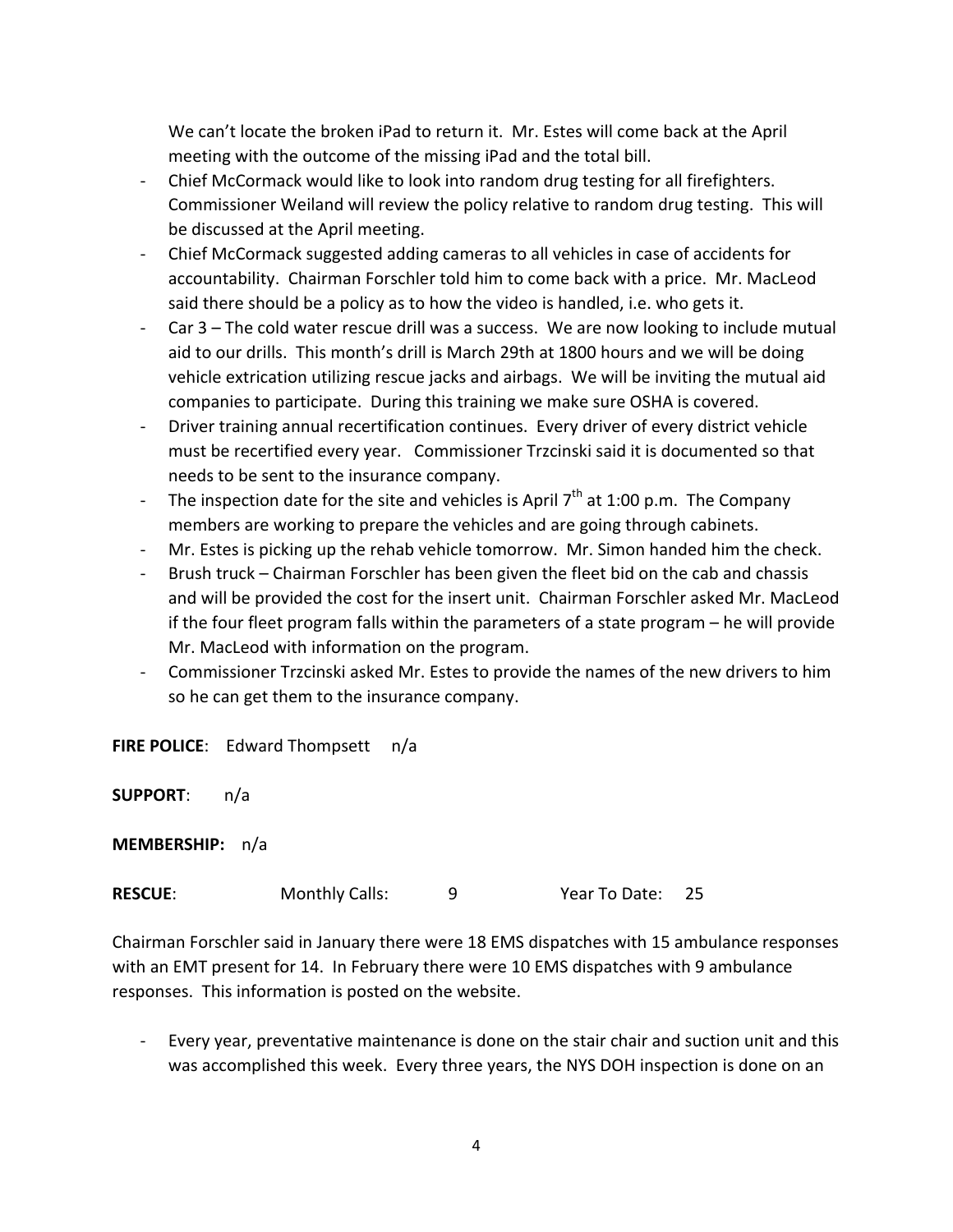We can't locate the broken iPad to return it. Mr. Estes will come back at the April meeting with the outcome of the missing iPad and the total bill.

- Chief McCormack would like to look into random drug testing for all firefighters. Commissioner Weiland will review the policy relative to random drug testing. This will be discussed at the April meeting.
- Chief McCormack suggested adding cameras to all vehicles in case of accidents for accountability. Chairman Forschler told him to come back with a price. Mr. MacLeod said there should be a policy as to how the video is handled, i.e. who gets it.
- Car 3 – The cold water rescue drill was a success. We are now looking to include mutual aid to our drills. This month's drill is March 29th at 1800 hours and we will be doing vehicle extrication utilizing rescue jacks and airbags. We will be inviting the mutual aid companies to participate. During this training we make sure OSHA is covered.
- Driver training annual recertification continues. Every driver of every district vehicle must be recertified every year. Commissioner Trzcinski said it is documented so that needs to be sent to the insurance company.
- The inspection date for the site and vehicles is April 7th at 1:00 p.m. The Company members are working to prepare the vehicles and are going through cabinets.
- Mr. Estes is picking up the rehab vehicle tomorrow. Mr. Simon handed him the check.
- Brush truck – Chairman Forschler has been given the fleet bid on the cab and chassis and will be provided the cost for the insert unit. Chairman Forschler asked Mr. MacLeod if the four fleet program falls within the parameters of a state program – he will provide Mr. MacLeod with information on the program.
- Commissioner Trzcinski asked Mr. Estes to provide the names of the new drivers to him so he can get them to the insurance company.

**FIRE POLICE**: Edward Thompsett n/a

**SUPPORT**: n/a

**MEMBERSHIP:** n/a

**RESCUE**: Monthly Calls: 9 Year To Date: 25

Chairman Forschler said in January there were 18 EMS dispatches with 15 ambulance responses with an EMT present for 14. In February there were 10 EMS dispatches with 9 ambulance responses. This information is posted on the website.

- Every year, preventative maintenance is done on the stair chair and suction unit and this was accomplished this week. Every three years, the NYS DOH inspection is done on an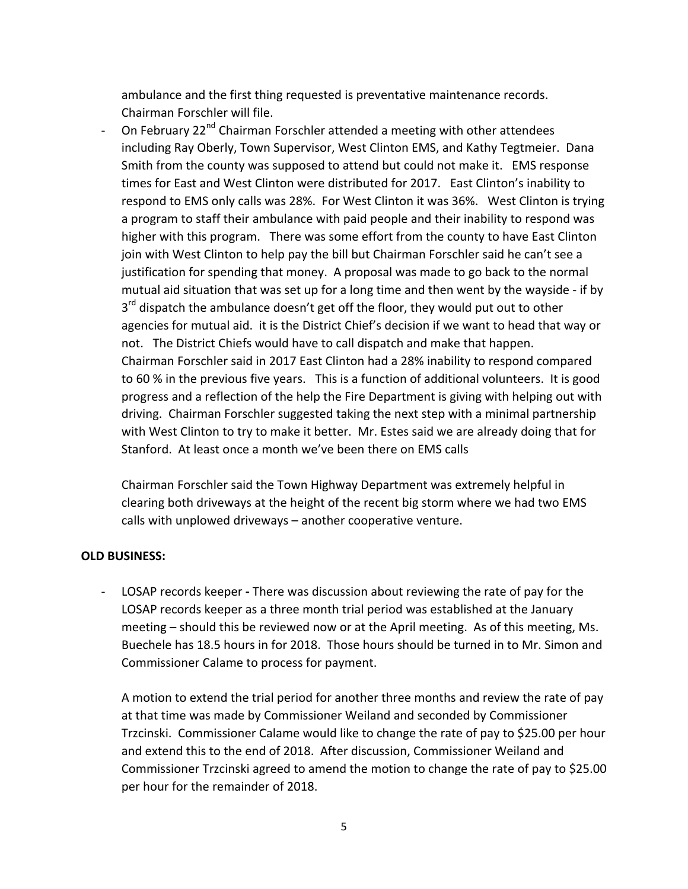ambulance and the first thing requested is preventative maintenance records. Chairman Forschler will file.

- On February 22nd Chairman Forschler attended a meeting with other attendees including Ray Oberly, Town Supervisor, West Clinton EMS, and Kathy Tegtmeier. Dana Smith from the county was supposed to attend but could not make it. EMS response times for East and West Clinton were distributed for 2017. East Clinton's inability to respond to EMS only calls was 28%. For West Clinton it was 36%. West Clinton is trying a program to staff their ambulance with paid people and their inability to respond was higher with this program. There was some effort from the county to have East Clinton join with West Clinton to help pay the bill but Chairman Forschler said he can't see a justification for spending that money. A proposal was made to go back to the normal mutual aid situation that was set up for a long time and then went by the wayside - if by 3rd dispatch the ambulance doesn't get off the floor, they would put out to other agencies for mutual aid. it is the District Chief's decision if we want to head that way or not. The District Chiefs would have to call dispatch and make that happen. Chairman Forschler said in 2017 East Clinton had a 28% inability to respond compared to 60 % in the previous five years. This is a function of additional volunteers. It is good progress and a reflection of the help the Fire Department is giving with helping out with driving. Chairman Forschler suggested taking the next step with a minimal partnership with West Clinton to try to make it better. Mr. Estes said we are already doing that for Stanford. At least once a month we've been there on EMS calls

  Chairman Forschler said the Town Highway Department was extremely helpful in clearing both driveways at the height of the recent big storm where we had two EMS calls with unplowed driveways – another cooperative venture.

**OLD BUSINESS:**

- LOSAP records keeper **-** There was discussion about reviewing the rate of pay for the LOSAP records keeper as a three month trial period was established at the January meeting – should this be reviewed now or at the April meeting. As of this meeting, Ms. Buechele has 18.5 hours in for 2018. Those hours should be turned in to Mr. Simon and Commissioner Calame to process for payment.

  A motion to extend the trial period for another three months and review the rate of pay at that time was made by Commissioner Weiland and seconded by Commissioner Trzcinski. Commissioner Calame would like to change the rate of pay to $25.00 per hour and extend this to the end of 2018. After discussion, Commissioner Weiland and Commissioner Trzcinski agreed to amend the motion to change the rate of pay to $25.00 per hour for the remainder of 2018.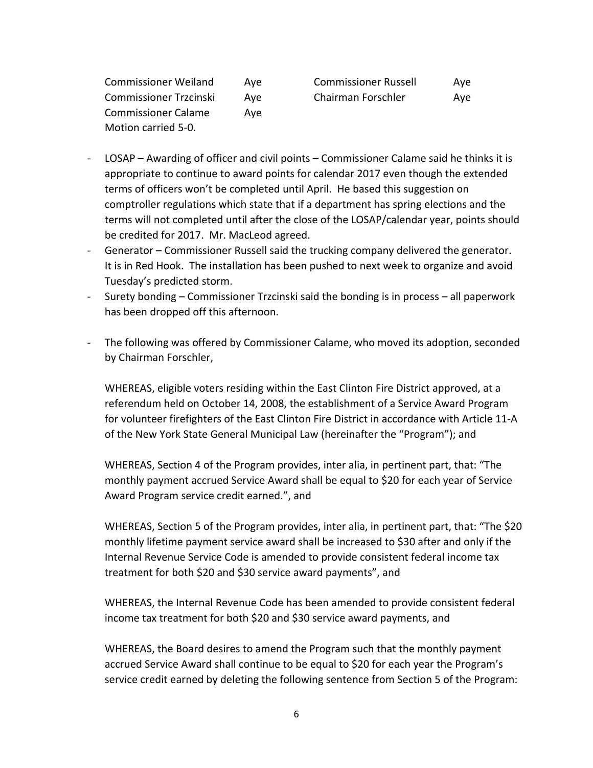| | | | |
|---|---|---|---|
| Commissioner Weiland | Aye | Commissioner Russell | Aye |
| Commissioner Trzcinski | Aye | Chairman Forschler | Aye |
| Commissioner Calame | Aye | | |

Motion carried 5-0.

- LOSAP – Awarding of officer and civil points – Commissioner Calame said he thinks it is appropriate to continue to award points for calendar 2017 even though the extended terms of officers won't be completed until April. He based this suggestion on comptroller regulations which state that if a department has spring elections and the terms will not completed until after the close of the LOSAP/calendar year, points should be credited for 2017. Mr. MacLeod agreed.
- Generator – Commissioner Russell said the trucking company delivered the generator. It is in Red Hook. The installation has been pushed to next week to organize and avoid Tuesday's predicted storm.
- Surety bonding – Commissioner Trzcinski said the bonding is in process – all paperwork has been dropped off this afternoon.

- The following was offered by Commissioner Calame, who moved its adoption, seconded by Chairman Forschler,

  WHEREAS, eligible voters residing within the East Clinton Fire District approved, at a referendum held on October 14, 2008, the establishment of a Service Award Program for volunteer firefighters of the East Clinton Fire District in accordance with Article 11-A of the New York State General Municipal Law (hereinafter the "Program"); and

  WHEREAS, Section 4 of the Program provides, inter alia, in pertinent part, that: "The monthly payment accrued Service Award shall be equal to $20 for each year of Service Award Program service credit earned.", and

  WHEREAS, Section 5 of the Program provides, inter alia, in pertinent part, that: "The $20 monthly lifetime payment service award shall be increased to $30 after and only if the Internal Revenue Service Code is amended to provide consistent federal income tax treatment for both $20 and $30 service award payments", and

  WHEREAS, the Internal Revenue Code has been amended to provide consistent federal income tax treatment for both $20 and $30 service award payments, and

  WHEREAS, the Board desires to amend the Program such that the monthly payment accrued Service Award shall continue to be equal to $20 for each year the Program's service credit earned by deleting the following sentence from Section 5 of the Program: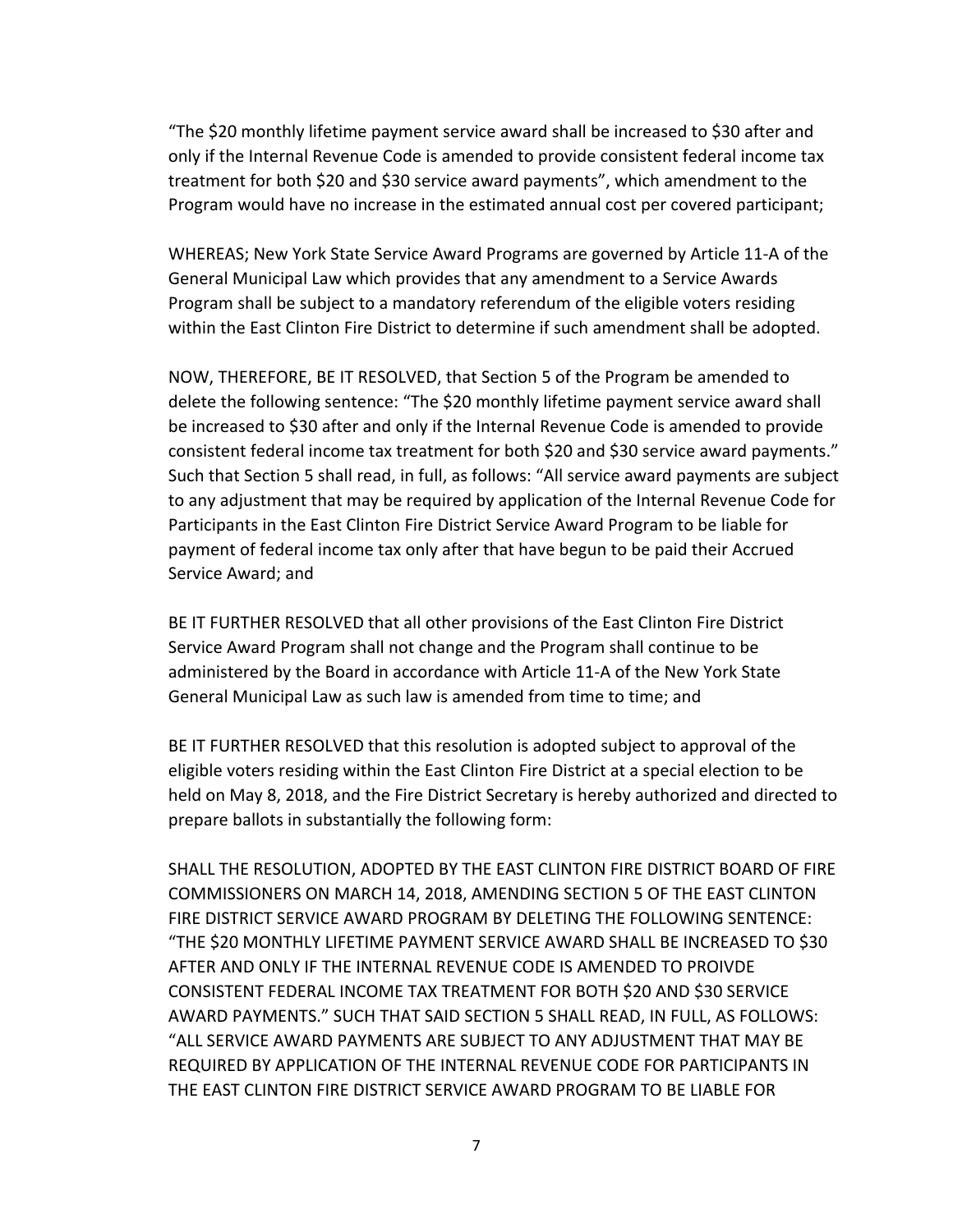"The $20 monthly lifetime payment service award shall be increased to $30 after and only if the Internal Revenue Code is amended to provide consistent federal income tax treatment for both $20 and $30 service award payments", which amendment to the Program would have no increase in the estimated annual cost per covered participant;

WHEREAS; New York State Service Award Programs are governed by Article 11-A of the General Municipal Law which provides that any amendment to a Service Awards Program shall be subject to a mandatory referendum of the eligible voters residing within the East Clinton Fire District to determine if such amendment shall be adopted.

NOW, THEREFORE, BE IT RESOLVED, that Section 5 of the Program be amended to delete the following sentence: "The $20 monthly lifetime payment service award shall be increased to $30 after and only if the Internal Revenue Code is amended to provide consistent federal income tax treatment for both $20 and $30 service award payments." Such that Section 5 shall read, in full, as follows: "All service award payments are subject to any adjustment that may be required by application of the Internal Revenue Code for Participants in the East Clinton Fire District Service Award Program to be liable for payment of federal income tax only after that have begun to be paid their Accrued Service Award; and

BE IT FURTHER RESOLVED that all other provisions of the East Clinton Fire District Service Award Program shall not change and the Program shall continue to be administered by the Board in accordance with Article 11-A of the New York State General Municipal Law as such law is amended from time to time; and

BE IT FURTHER RESOLVED that this resolution is adopted subject to approval of the eligible voters residing within the East Clinton Fire District at a special election to be held on May 8, 2018, and the Fire District Secretary is hereby authorized and directed to prepare ballots in substantially the following form:

SHALL THE RESOLUTION, ADOPTED BY THE EAST CLINTON FIRE DISTRICT BOARD OF FIRE COMMISSIONERS ON MARCH 14, 2018, AMENDING SECTION 5 OF THE EAST CLINTON FIRE DISTRICT SERVICE AWARD PROGRAM BY DELETING THE FOLLOWING SENTENCE: "THE $20 MONTHLY LIFETIME PAYMENT SERVICE AWARD SHALL BE INCREASED TO $30 AFTER AND ONLY IF THE INTERNAL REVENUE CODE IS AMENDED TO PROIVDE CONSISTENT FEDERAL INCOME TAX TREATMENT FOR BOTH $20 AND $30 SERVICE AWARD PAYMENTS." SUCH THAT SAID SECTION 5 SHALL READ, IN FULL, AS FOLLOWS: "ALL SERVICE AWARD PAYMENTS ARE SUBJECT TO ANY ADJUSTMENT THAT MAY BE REQUIRED BY APPLICATION OF THE INTERNAL REVENUE CODE FOR PARTICIPANTS IN THE EAST CLINTON FIRE DISTRICT SERVICE AWARD PROGRAM TO BE LIABLE FOR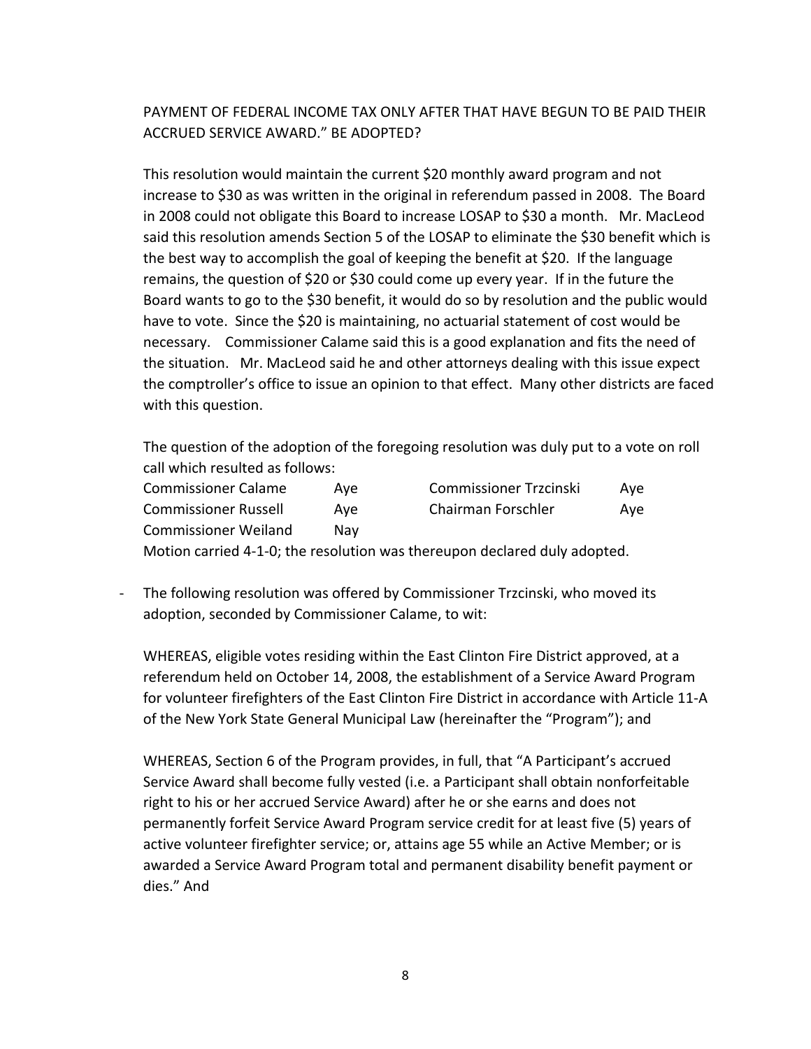PAYMENT OF FEDERAL INCOME TAX ONLY AFTER THAT HAVE BEGUN TO BE PAID THEIR ACCRUED SERVICE AWARD." BE ADOPTED?

This resolution would maintain the current $20 monthly award program and not increase to $30 as was written in the original in referendum passed in 2008. The Board in 2008 could not obligate this Board to increase LOSAP to $30 a month. Mr. MacLeod said this resolution amends Section 5 of the LOSAP to eliminate the $30 benefit which is the best way to accomplish the goal of keeping the benefit at $20. If the language remains, the question of $20 or $30 could come up every year. If in the future the Board wants to go to the $30 benefit, it would do so by resolution and the public would have to vote. Since the $20 is maintaining, no actuarial statement of cost would be necessary. Commissioner Calame said this is a good explanation and fits the need of the situation. Mr. MacLeod said he and other attorneys dealing with this issue expect the comptroller's office to issue an opinion to that effect. Many other districts are faced with this question.

The question of the adoption of the foregoing resolution was duly put to a vote on roll call which resulted as follows:

| | | | |
|---|---|---|---|
| Commissioner Calame | Aye | Commissioner Trzcinski | Aye |
| Commissioner Russell | Aye | Chairman Forschler | Aye |
| Commissioner Weiland | Nay | | |

Motion carried 4-1-0; the resolution was thereupon declared duly adopted.

- The following resolution was offered by Commissioner Trzcinski, who moved its adoption, seconded by Commissioner Calame, to wit:

  WHEREAS, eligible votes residing within the East Clinton Fire District approved, at a referendum held on October 14, 2008, the establishment of a Service Award Program for volunteer firefighters of the East Clinton Fire District in accordance with Article 11-A of the New York State General Municipal Law (hereinafter the "Program"); and

  WHEREAS, Section 6 of the Program provides, in full, that "A Participant's accrued Service Award shall become fully vested (i.e. a Participant shall obtain nonforfeitable right to his or her accrued Service Award) after he or she earns and does not permanently forfeit Service Award Program service credit for at least five (5) years of active volunteer firefighter service; or, attains age 55 while an Active Member; or is awarded a Service Award Program total and permanent disability benefit payment or dies." And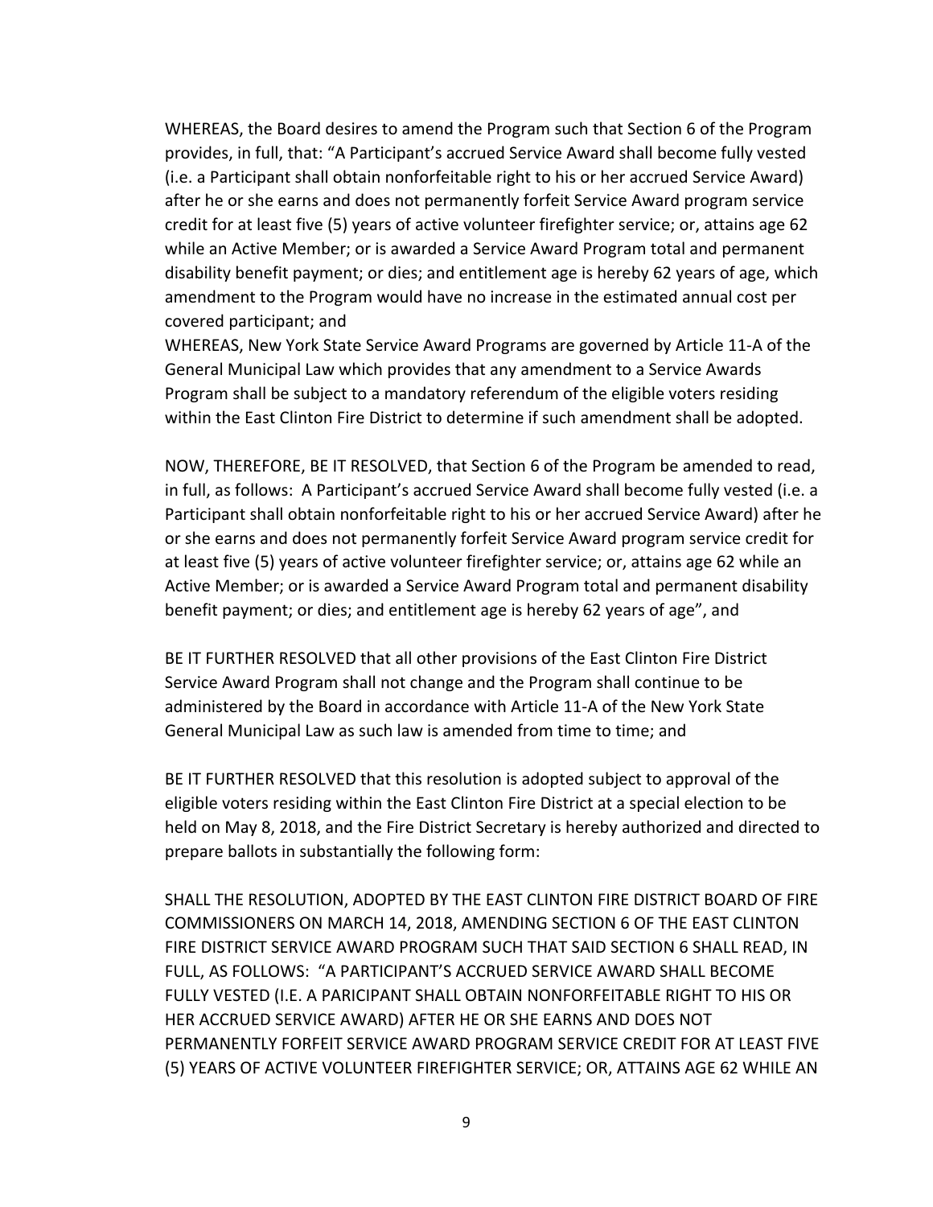WHEREAS, the Board desires to amend the Program such that Section 6 of the Program provides, in full, that: "A Participant's accrued Service Award shall become fully vested (i.e. a Participant shall obtain nonforfeitable right to his or her accrued Service Award) after he or she earns and does not permanently forfeit Service Award program service credit for at least five (5) years of active volunteer firefighter service; or, attains age 62 while an Active Member; or is awarded a Service Award Program total and permanent disability benefit payment; or dies; and entitlement age is hereby 62 years of age, which amendment to the Program would have no increase in the estimated annual cost per covered participant; and

WHEREAS, New York State Service Award Programs are governed by Article 11-A of the General Municipal Law which provides that any amendment to a Service Awards Program shall be subject to a mandatory referendum of the eligible voters residing within the East Clinton Fire District to determine if such amendment shall be adopted.

NOW, THEREFORE, BE IT RESOLVED, that Section 6 of the Program be amended to read, in full, as follows: A Participant's accrued Service Award shall become fully vested (i.e. a Participant shall obtain nonforfeitable right to his or her accrued Service Award) after he or she earns and does not permanently forfeit Service Award program service credit for at least five (5) years of active volunteer firefighter service; or, attains age 62 while an Active Member; or is awarded a Service Award Program total and permanent disability benefit payment; or dies; and entitlement age is hereby 62 years of age", and

BE IT FURTHER RESOLVED that all other provisions of the East Clinton Fire District Service Award Program shall not change and the Program shall continue to be administered by the Board in accordance with Article 11-A of the New York State General Municipal Law as such law is amended from time to time; and

BE IT FURTHER RESOLVED that this resolution is adopted subject to approval of the eligible voters residing within the East Clinton Fire District at a special election to be held on May 8, 2018, and the Fire District Secretary is hereby authorized and directed to prepare ballots in substantially the following form:

SHALL THE RESOLUTION, ADOPTED BY THE EAST CLINTON FIRE DISTRICT BOARD OF FIRE COMMISSIONERS ON MARCH 14, 2018, AMENDING SECTION 6 OF THE EAST CLINTON FIRE DISTRICT SERVICE AWARD PROGRAM SUCH THAT SAID SECTION 6 SHALL READ, IN FULL, AS FOLLOWS: "A PARTICIPANT'S ACCRUED SERVICE AWARD SHALL BECOME FULLY VESTED (I.E. A PARICIPANT SHALL OBTAIN NONFORFEITABLE RIGHT TO HIS OR HER ACCRUED SERVICE AWARD) AFTER HE OR SHE EARNS AND DOES NOT PERMANENTLY FORFEIT SERVICE AWARD PROGRAM SERVICE CREDIT FOR AT LEAST FIVE (5) YEARS OF ACTIVE VOLUNTEER FIREFIGHTER SERVICE; OR, ATTAINS AGE 62 WHILE AN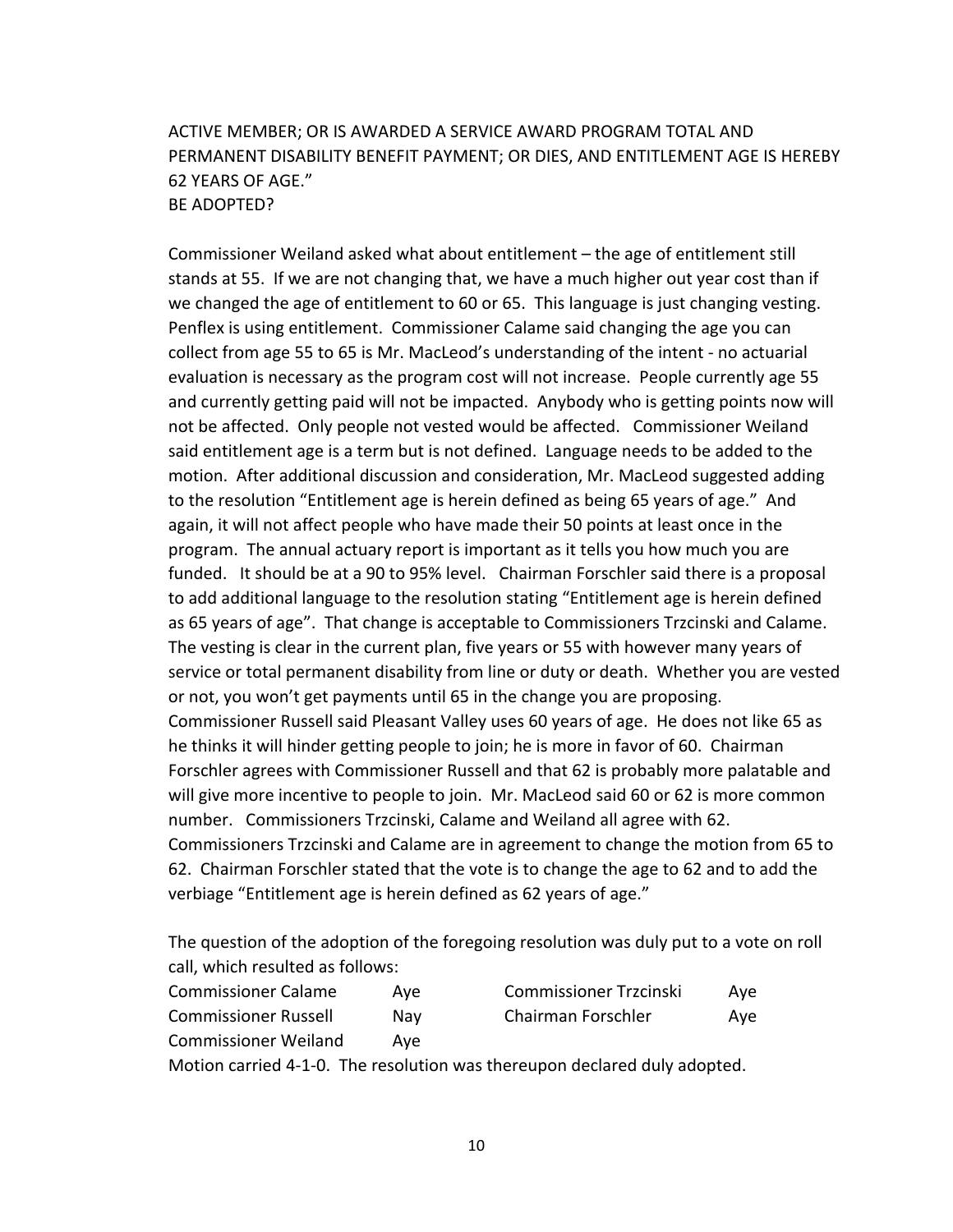ACTIVE MEMBER; OR IS AWARDED A SERVICE AWARD PROGRAM TOTAL AND PERMANENT DISABILITY BENEFIT PAYMENT; OR DIES, AND ENTITLEMENT AGE IS HEREBY 62 YEARS OF AGE."
BE ADOPTED?

Commissioner Weiland asked what about entitlement – the age of entitlement still stands at 55. If we are not changing that, we have a much higher out year cost than if we changed the age of entitlement to 60 or 65. This language is just changing vesting. Penflex is using entitlement. Commissioner Calame said changing the age you can collect from age 55 to 65 is Mr. MacLeod's understanding of the intent - no actuarial evaluation is necessary as the program cost will not increase. People currently age 55 and currently getting paid will not be impacted. Anybody who is getting points now will not be affected. Only people not vested would be affected. Commissioner Weiland said entitlement age is a term but is not defined. Language needs to be added to the motion. After additional discussion and consideration, Mr. MacLeod suggested adding to the resolution "Entitlement age is herein defined as being 65 years of age." And again, it will not affect people who have made their 50 points at least once in the program. The annual actuary report is important as it tells you how much you are funded. It should be at a 90 to 95% level. Chairman Forschler said there is a proposal to add additional language to the resolution stating "Entitlement age is herein defined as 65 years of age". That change is acceptable to Commissioners Trzcinski and Calame. The vesting is clear in the current plan, five years or 55 with however many years of service or total permanent disability from line or duty or death. Whether you are vested or not, you won't get payments until 65 in the change you are proposing. Commissioner Russell said Pleasant Valley uses 60 years of age. He does not like 65 as he thinks it will hinder getting people to join; he is more in favor of 60. Chairman Forschler agrees with Commissioner Russell and that 62 is probably more palatable and will give more incentive to people to join. Mr. MacLeod said 60 or 62 is more common number. Commissioners Trzcinski, Calame and Weiland all agree with 62. Commissioners Trzcinski and Calame are in agreement to change the motion from 65 to 62. Chairman Forschler stated that the vote is to change the age to 62 and to add the verbiage "Entitlement age is herein defined as 62 years of age."

The question of the adoption of the foregoing resolution was duly put to a vote on roll call, which resulted as follows:

| | | | |
|---|---|---|---|
| Commissioner Calame | Aye | Commissioner Trzcinski | Aye |
| Commissioner Russell | Nay | Chairman Forschler | Aye |
| Commissioner Weiland | Aye | | |

Motion carried 4-1-0. The resolution was thereupon declared duly adopted.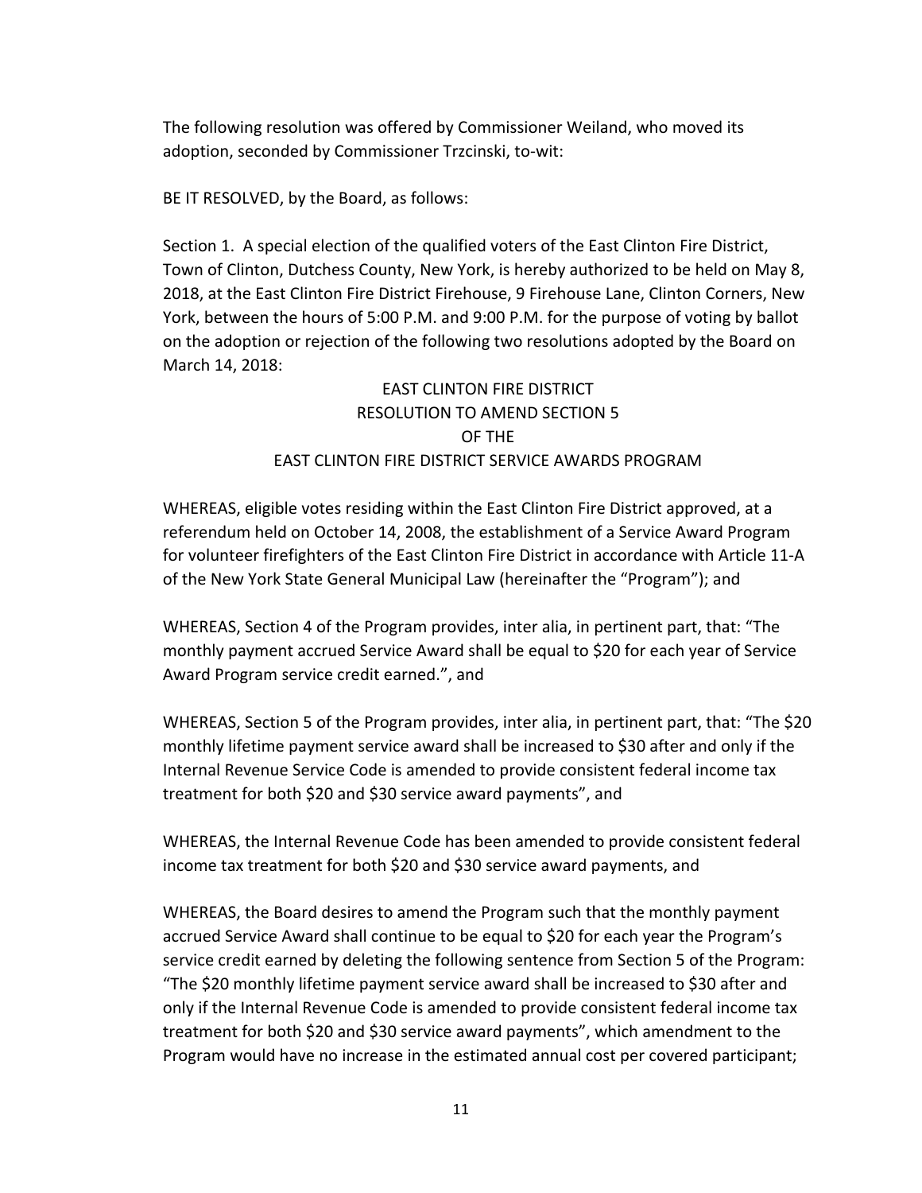The following resolution was offered by Commissioner Weiland, who moved its adoption, seconded by Commissioner Trzcinski, to-wit:

BE IT RESOLVED, by the Board, as follows:

Section 1. A special election of the qualified voters of the East Clinton Fire District, Town of Clinton, Dutchess County, New York, is hereby authorized to be held on May 8, 2018, at the East Clinton Fire District Firehouse, 9 Firehouse Lane, Clinton Corners, New York, between the hours of 5:00 P.M. and 9:00 P.M. for the purpose of voting by ballot on the adoption or rejection of the following two resolutions adopted by the Board on March 14, 2018:

EAST CLINTON FIRE DISTRICT
RESOLUTION TO AMEND SECTION 5
OF THE
EAST CLINTON FIRE DISTRICT SERVICE AWARDS PROGRAM

WHEREAS, eligible votes residing within the East Clinton Fire District approved, at a referendum held on October 14, 2008, the establishment of a Service Award Program for volunteer firefighters of the East Clinton Fire District in accordance with Article 11-A of the New York State General Municipal Law (hereinafter the "Program"); and

WHEREAS, Section 4 of the Program provides, inter alia, in pertinent part, that: "The monthly payment accrued Service Award shall be equal to $20 for each year of Service Award Program service credit earned.", and

WHEREAS, Section 5 of the Program provides, inter alia, in pertinent part, that: "The $20 monthly lifetime payment service award shall be increased to $30 after and only if the Internal Revenue Service Code is amended to provide consistent federal income tax treatment for both $20 and $30 service award payments", and

WHEREAS, the Internal Revenue Code has been amended to provide consistent federal income tax treatment for both $20 and $30 service award payments, and

WHEREAS, the Board desires to amend the Program such that the monthly payment accrued Service Award shall continue to be equal to $20 for each year the Program's service credit earned by deleting the following sentence from Section 5 of the Program: "The $20 monthly lifetime payment service award shall be increased to $30 after and only if the Internal Revenue Code is amended to provide consistent federal income tax treatment for both $20 and $30 service award payments", which amendment to the Program would have no increase in the estimated annual cost per covered participant;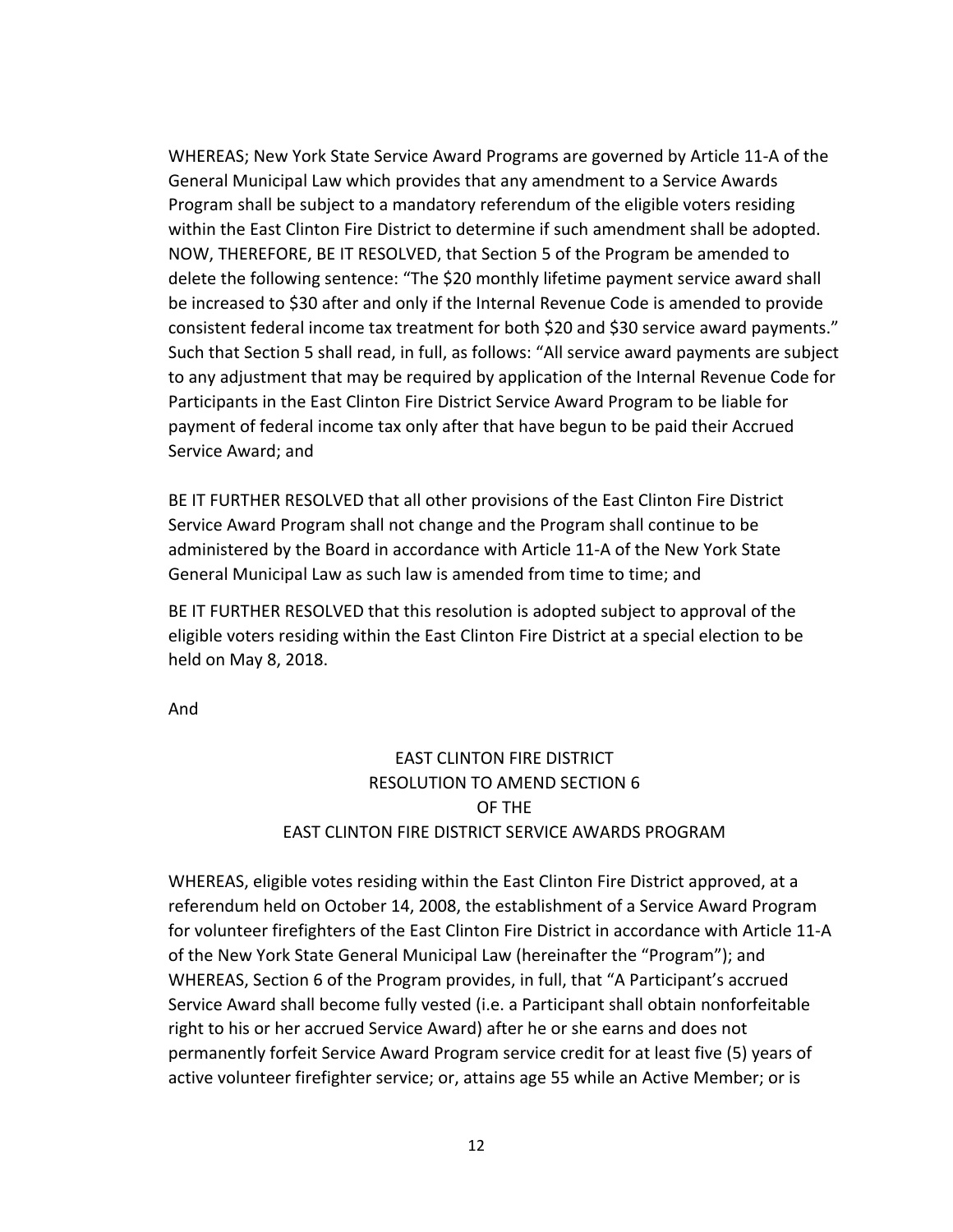WHEREAS; New York State Service Award Programs are governed by Article 11-A of the General Municipal Law which provides that any amendment to a Service Awards Program shall be subject to a mandatory referendum of the eligible voters residing within the East Clinton Fire District to determine if such amendment shall be adopted.
NOW, THEREFORE, BE IT RESOLVED, that Section 5 of the Program be amended to delete the following sentence: "The $20 monthly lifetime payment service award shall be increased to $30 after and only if the Internal Revenue Code is amended to provide consistent federal income tax treatment for both $20 and $30 service award payments." Such that Section 5 shall read, in full, as follows: "All service award payments are subject to any adjustment that may be required by application of the Internal Revenue Code for Participants in the East Clinton Fire District Service Award Program to be liable for payment of federal income tax only after that have begun to be paid their Accrued Service Award; and

BE IT FURTHER RESOLVED that all other provisions of the East Clinton Fire District Service Award Program shall not change and the Program shall continue to be administered by the Board in accordance with Article 11-A of the New York State General Municipal Law as such law is amended from time to time; and

BE IT FURTHER RESOLVED that this resolution is adopted subject to approval of the eligible voters residing within the East Clinton Fire District at a special election to be held on May 8, 2018.

And

EAST CLINTON FIRE DISTRICT
RESOLUTION TO AMEND SECTION 6
OF THE
EAST CLINTON FIRE DISTRICT SERVICE AWARDS PROGRAM

WHEREAS, eligible votes residing within the East Clinton Fire District approved, at a referendum held on October 14, 2008, the establishment of a Service Award Program for volunteer firefighters of the East Clinton Fire District in accordance with Article 11-A of the New York State General Municipal Law (hereinafter the "Program"); and
WHEREAS, Section 6 of the Program provides, in full, that "A Participant's accrued Service Award shall become fully vested (i.e. a Participant shall obtain nonforfeitable right to his or her accrued Service Award) after he or she earns and does not permanently forfeit Service Award Program service credit for at least five (5) years of active volunteer firefighter service; or, attains age 55 while an Active Member; or is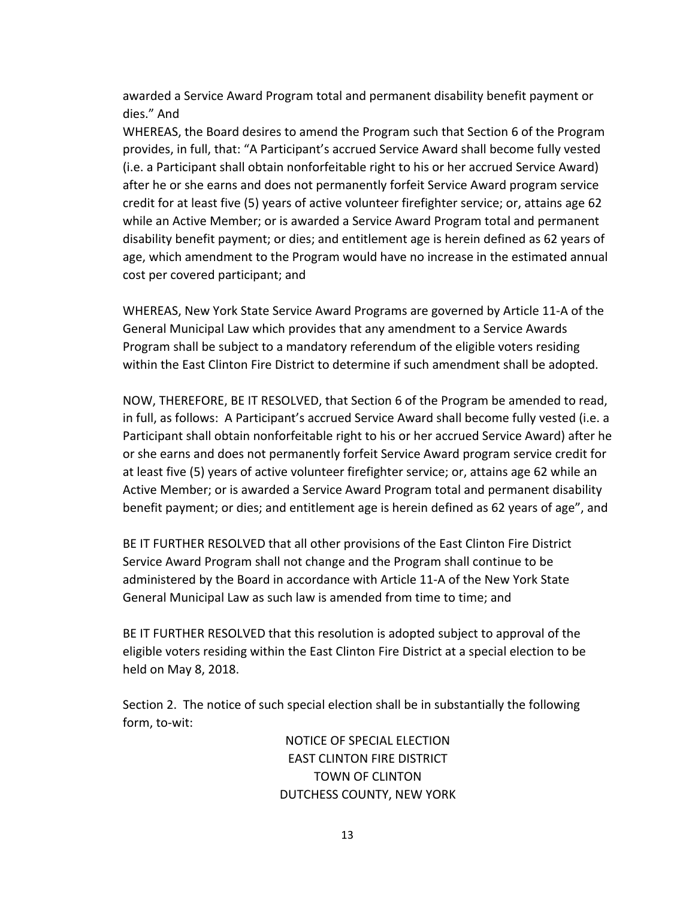awarded a Service Award Program total and permanent disability benefit payment or dies." And

WHEREAS, the Board desires to amend the Program such that Section 6 of the Program provides, in full, that: "A Participant's accrued Service Award shall become fully vested (i.e. a Participant shall obtain nonforfeitable right to his or her accrued Service Award) after he or she earns and does not permanently forfeit Service Award program service credit for at least five (5) years of active volunteer firefighter service; or, attains age 62 while an Active Member; or is awarded a Service Award Program total and permanent disability benefit payment; or dies; and entitlement age is herein defined as 62 years of age, which amendment to the Program would have no increase in the estimated annual cost per covered participant; and

WHEREAS, New York State Service Award Programs are governed by Article 11-A of the General Municipal Law which provides that any amendment to a Service Awards Program shall be subject to a mandatory referendum of the eligible voters residing within the East Clinton Fire District to determine if such amendment shall be adopted.

NOW, THEREFORE, BE IT RESOLVED, that Section 6 of the Program be amended to read, in full, as follows: A Participant's accrued Service Award shall become fully vested (i.e. a Participant shall obtain nonforfeitable right to his or her accrued Service Award) after he or she earns and does not permanently forfeit Service Award program service credit for at least five (5) years of active volunteer firefighter service; or, attains age 62 while an Active Member; or is awarded a Service Award Program total and permanent disability benefit payment; or dies; and entitlement age is herein defined as 62 years of age", and

BE IT FURTHER RESOLVED that all other provisions of the East Clinton Fire District Service Award Program shall not change and the Program shall continue to be administered by the Board in accordance with Article 11-A of the New York State General Municipal Law as such law is amended from time to time; and

BE IT FURTHER RESOLVED that this resolution is adopted subject to approval of the eligible voters residing within the East Clinton Fire District at a special election to be held on May 8, 2018.

Section 2. The notice of such special election shall be in substantially the following form, to-wit:

NOTICE OF SPECIAL ELECTION
EAST CLINTON FIRE DISTRICT
TOWN OF CLINTON
DUTCHESS COUNTY, NEW YORK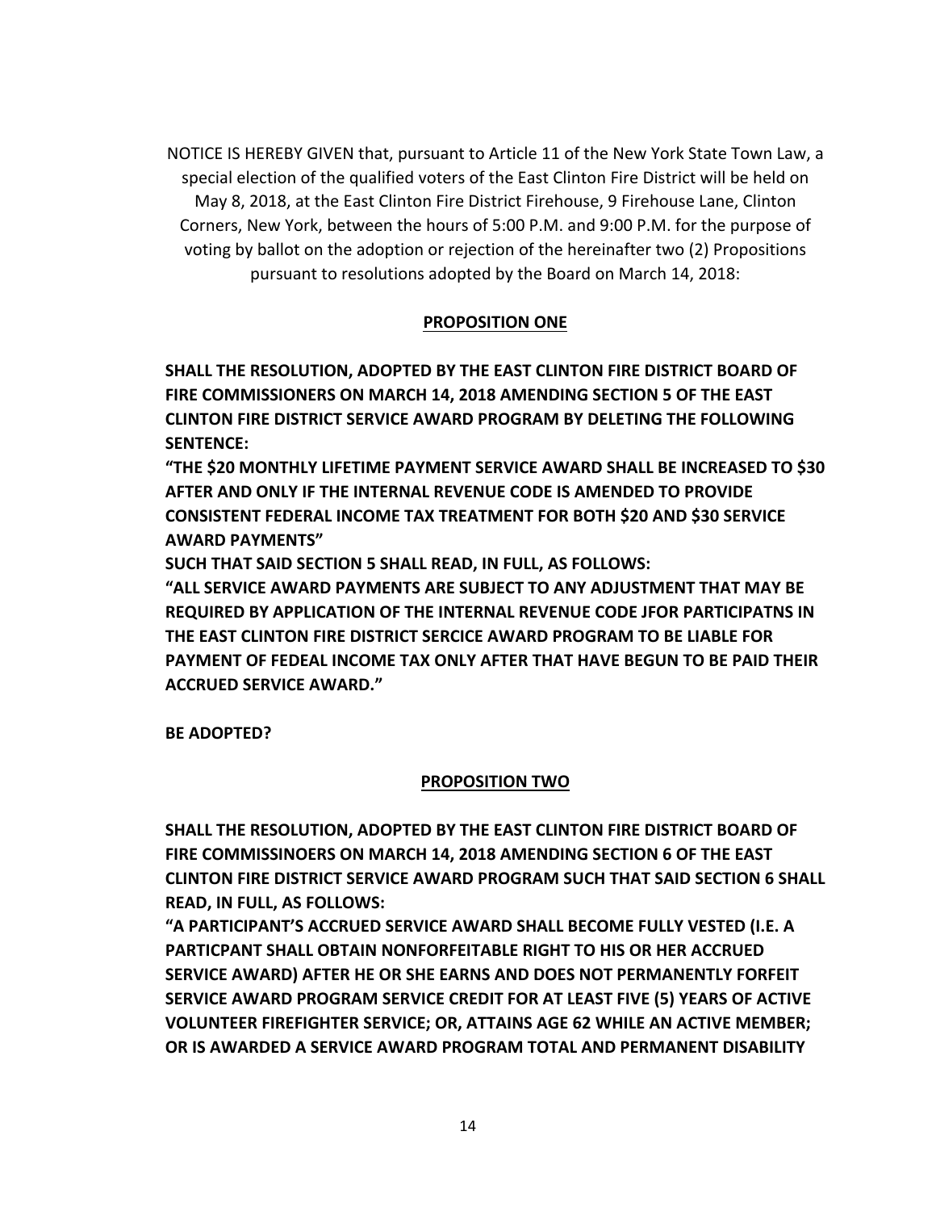NOTICE IS HEREBY GIVEN that, pursuant to Article 11 of the New York State Town Law, a special election of the qualified voters of the East Clinton Fire District will be held on May 8, 2018, at the East Clinton Fire District Firehouse, 9 Firehouse Lane, Clinton Corners, New York, between the hours of 5:00 P.M. and 9:00 P.M. for the purpose of voting by ballot on the adoption or rejection of the hereinafter two (2) Propositions pursuant to resolutions adopted by the Board on March 14, 2018:

## PROPOSITION ONE

**SHALL THE RESOLUTION, ADOPTED BY THE EAST CLINTON FIRE DISTRICT BOARD OF FIRE COMMISSIONERS ON MARCH 14, 2018 AMENDING SECTION 5 OF THE EAST CLINTON FIRE DISTRICT SERVICE AWARD PROGRAM BY DELETING THE FOLLOWING SENTENCE:**

**"THE $20 MONTHLY LIFETIME PAYMENT SERVICE AWARD SHALL BE INCREASED TO $30 AFTER AND ONLY IF THE INTERNAL REVENUE CODE IS AMENDED TO PROVIDE CONSISTENT FEDERAL INCOME TAX TREATMENT FOR BOTH $20 AND $30 SERVICE AWARD PAYMENTS"**

**SUCH THAT SAID SECTION 5 SHALL READ, IN FULL, AS FOLLOWS:**

**"ALL SERVICE AWARD PAYMENTS ARE SUBJECT TO ANY ADJUSTMENT THAT MAY BE REQUIRED BY APPLICATION OF THE INTERNAL REVENUE CODE JFOR PARTICIPATNS IN THE EAST CLINTON FIRE DISTRICT SERCICE AWARD PROGRAM TO BE LIABLE FOR PAYMENT OF FEDEAL INCOME TAX ONLY AFTER THAT HAVE BEGUN TO BE PAID THEIR ACCRUED SERVICE AWARD."**

**BE ADOPTED?**

## PROPOSITION TWO

**SHALL THE RESOLUTION, ADOPTED BY THE EAST CLINTON FIRE DISTRICT BOARD OF FIRE COMMISSINOERS ON MARCH 14, 2018 AMENDING SECTION 6 OF THE EAST CLINTON FIRE DISTRICT SERVICE AWARD PROGRAM SUCH THAT SAID SECTION 6 SHALL READ, IN FULL, AS FOLLOWS:**

**"A PARTICIPANT'S ACCRUED SERVICE AWARD SHALL BECOME FULLY VESTED (I.E. A PARTICPANT SHALL OBTAIN NONFORFEITABLE RIGHT TO HIS OR HER ACCRUED SERVICE AWARD) AFTER HE OR SHE EARNS AND DOES NOT PERMANENTLY FORFEIT SERVICE AWARD PROGRAM SERVICE CREDIT FOR AT LEAST FIVE (5) YEARS OF ACTIVE VOLUNTEER FIREFIGHTER SERVICE; OR, ATTAINS AGE 62 WHILE AN ACTIVE MEMBER; OR IS AWARDED A SERVICE AWARD PROGRAM TOTAL AND PERMANENT DISABILITY**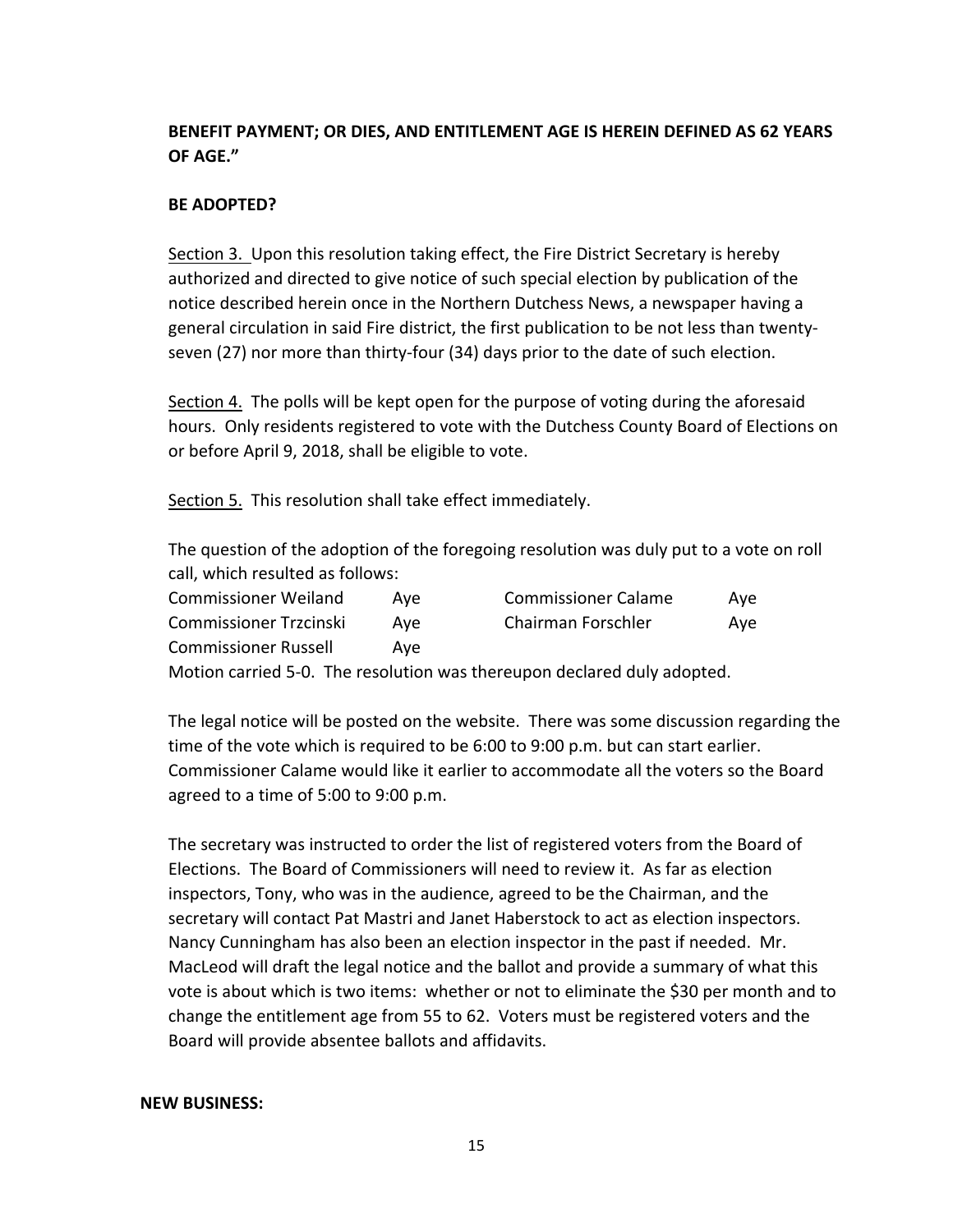**BENEFIT PAYMENT; OR DIES, AND ENTITLEMENT AGE IS HEREIN DEFINED AS 62 YEARS OF AGE."**

**BE ADOPTED?**

Section 3. Upon this resolution taking effect, the Fire District Secretary is hereby authorized and directed to give notice of such special election by publication of the notice described herein once in the Northern Dutchess News, a newspaper having a general circulation in said Fire district, the first publication to be not less than twenty-seven (27) nor more than thirty-four (34) days prior to the date of such election.

Section 4. The polls will be kept open for the purpose of voting during the aforesaid hours. Only residents registered to vote with the Dutchess County Board of Elections on or before April 9, 2018, shall be eligible to vote.

Section 5. This resolution shall take effect immediately.

The question of the adoption of the foregoing resolution was duly put to a vote on roll call, which resulted as follows:

| | | | |
|---|---|---|---|
| Commissioner Weiland | Aye | Commissioner Calame | Aye |
| Commissioner Trzcinski | Aye | Chairman Forschler | Aye |
| Commissioner Russell | Aye | | |

Motion carried 5-0. The resolution was thereupon declared duly adopted.

The legal notice will be posted on the website. There was some discussion regarding the time of the vote which is required to be 6:00 to 9:00 p.m. but can start earlier. Commissioner Calame would like it earlier to accommodate all the voters so the Board agreed to a time of 5:00 to 9:00 p.m.

The secretary was instructed to order the list of registered voters from the Board of Elections. The Board of Commissioners will need to review it. As far as election inspectors, Tony, who was in the audience, agreed to be the Chairman, and the secretary will contact Pat Mastri and Janet Haberstock to act as election inspectors. Nancy Cunningham has also been an election inspector in the past if needed. Mr. MacLeod will draft the legal notice and the ballot and provide a summary of what this vote is about which is two items: whether or not to eliminate the $30 per month and to change the entitlement age from 55 to 62. Voters must be registered voters and the Board will provide absentee ballots and affidavits.

**NEW BUSINESS:**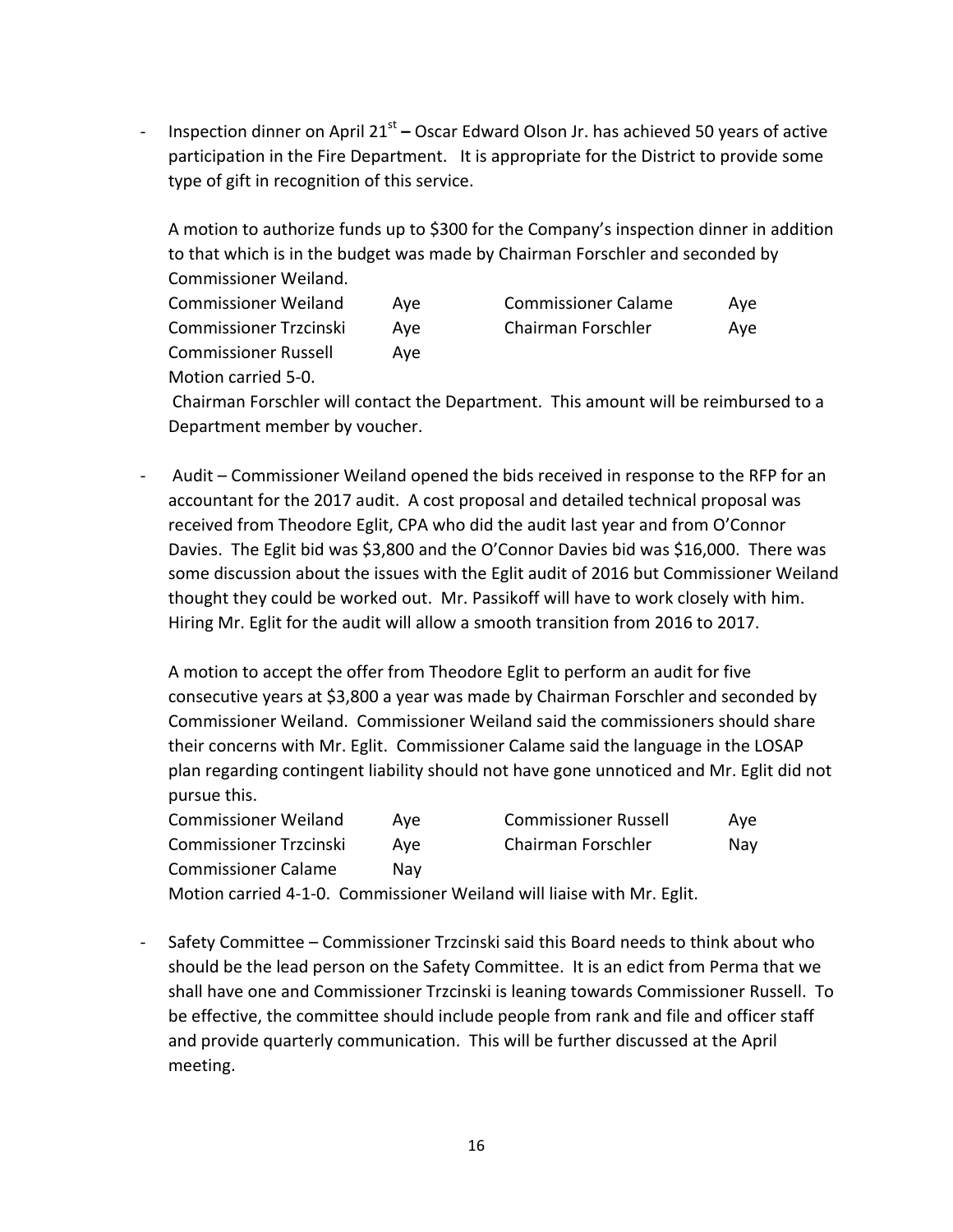- Inspection dinner on April 21st – Oscar Edward Olson Jr. has achieved 50 years of active participation in the Fire Department. It is appropriate for the District to provide some type of gift in recognition of this service.

  A motion to authorize funds up to $300 for the Company's inspection dinner in addition to that which is in the budget was made by Chairman Forschler and seconded by Commissioner Weiland.

  | | | | |
  |---|---|---|---|
  | Commissioner Weiland | Aye | Commissioner Calame | Aye |
  | Commissioner Trzcinski | Aye | Chairman Forschler | Aye |
  | Commissioner Russell | Aye | | |

  Motion carried 5-0.

  Chairman Forschler will contact the Department. This amount will be reimbursed to a Department member by voucher.

- Audit – Commissioner Weiland opened the bids received in response to the RFP for an accountant for the 2017 audit. A cost proposal and detailed technical proposal was received from Theodore Eglit, CPA who did the audit last year and from O'Connor Davies. The Eglit bid was $3,800 and the O'Connor Davies bid was $16,000. There was some discussion about the issues with the Eglit audit of 2016 but Commissioner Weiland thought they could be worked out. Mr. Passikoff will have to work closely with him. Hiring Mr. Eglit for the audit will allow a smooth transition from 2016 to 2017.

  A motion to accept the offer from Theodore Eglit to perform an audit for five consecutive years at $3,800 a year was made by Chairman Forschler and seconded by Commissioner Weiland. Commissioner Weiland said the commissioners should share their concerns with Mr. Eglit. Commissioner Calame said the language in the LOSAP plan regarding contingent liability should not have gone unnoticed and Mr. Eglit did not pursue this.

  | | | | |
  |---|---|---|---|
  | Commissioner Weiland | Aye | Commissioner Russell | Aye |
  | Commissioner Trzcinski | Aye | Chairman Forschler | Nay |
  | Commissioner Calame | Nay | | |

  Motion carried 4-1-0. Commissioner Weiland will liaise with Mr. Eglit.

- Safety Committee – Commissioner Trzcinski said this Board needs to think about who should be the lead person on the Safety Committee. It is an edict from Perma that we shall have one and Commissioner Trzcinski is leaning towards Commissioner Russell. To be effective, the committee should include people from rank and file and officer staff and provide quarterly communication. This will be further discussed at the April meeting.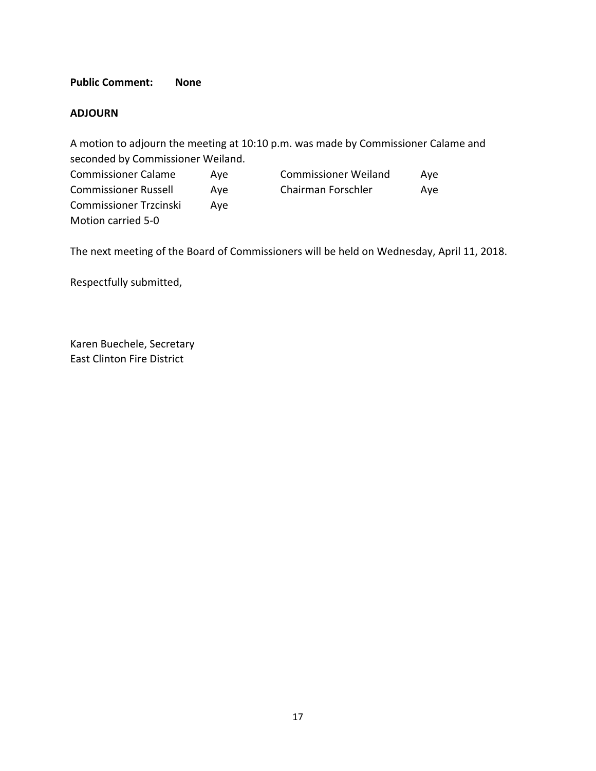**Public Comment:** **None**

**ADJOURN**

A motion to adjourn the meeting at 10:10 p.m. was made by Commissioner Calame and seconded by Commissioner Weiland.

| | | | |
|---|---|---|---|
| Commissioner Calame | Aye | Commissioner Weiland | Aye |
| Commissioner Russell | Aye | Chairman Forschler | Aye |
| Commissioner Trzcinski | Aye | | |

Motion carried 5-0

The next meeting of the Board of Commissioners will be held on Wednesday, April 11, 2018.

Respectfully submitted,

Karen Buechele, Secretary
East Clinton Fire District